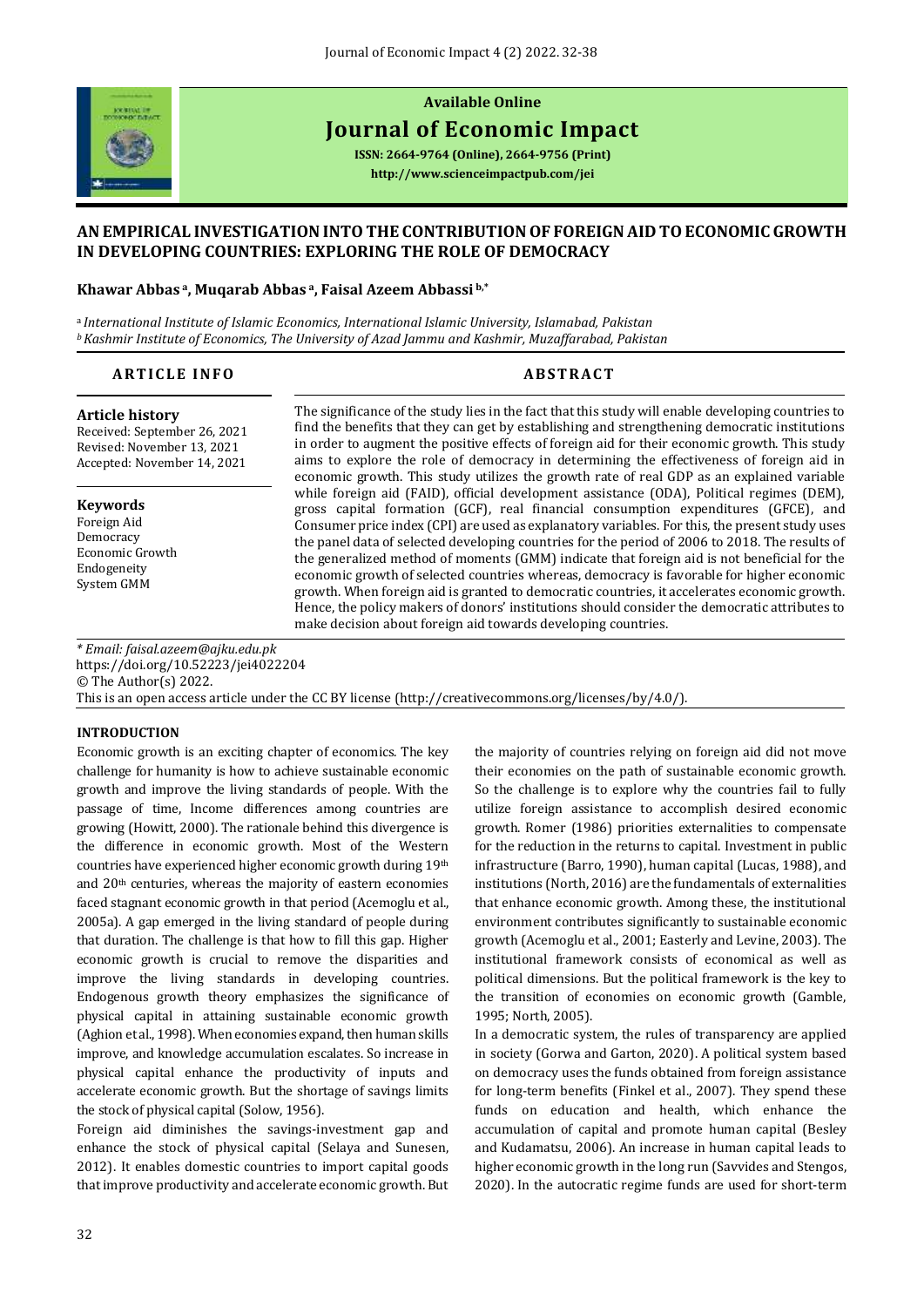Available Online

# Journal of Economic Impact

**ISSN: 2664-9764 (Online), 2664-9756 (Print)**

**http://www.scienceimpactpub.com/jei**

## AN EMPIRICAL INVESTIGATION INTO THE CONTRIBUTION OF FOREIGN AID TO ECONOMIC GROWTH IN DEVELOPING COUNTRIES: EXPLORING THE ROLE OF DEMOCRACY

**Khawar Abbas [a], Muqarab Abbas [a], Faisal Azeem Abbassi [b,*]**

[a] *International Institute of Islamic Economics, International Islamic University, Islamabad, Pakistan*
[b] *Kashmir Institute of Economics, The University of Azad Jammu and Kashmir, Muzaffarabad, Pakistan*

**ARTICLE INFO**

**Article history**
Received: September 26, 2021
Revised: November 13, 2021
Accepted: November 14, 2021

**Keywords**
Foreign Aid
Democracy
Economic Growth
Endogeneity
System GMM

**ABSTRACT**

The significance of the study lies in the fact that this study will enable developing countries to find the benefits that they can get by establishing and strengthening democratic institutions in order to augment the positive effects of foreign aid for their economic growth. This study aims to explore the role of democracy in determining the effectiveness of foreign aid in economic growth. This study utilizes the growth rate of real GDP as an explained variable while foreign aid (FAID), official development assistance (ODA), Political regimes (DEM), gross capital formation (GCF), real financial consumption expenditures (GFCE), and Consumer price index (CPI) are used as explanatory variables. For this, the present study uses the panel data of selected developing countries for the period of 2006 to 2018. The results of the generalized method of moments (GMM) indicate that foreign aid is not beneficial for the economic growth of selected countries whereas, democracy is favorable for higher economic growth. When foreign aid is granted to democratic countries, it accelerates economic growth. Hence, the policy makers of donors' institutions should consider the democratic attributes to make decision about foreign aid towards developing countries.

*\* Email: faisal.azeem@ajku.edu.pk*
https://doi.org/10.52223/jei4022204
© The Author(s) 2022.
This is an open access article under the CC BY license (http://creativecommons.org/licenses/by/4.0/).

## INTRODUCTION

Economic growth is an exciting chapter of economics. The key challenge for humanity is how to achieve sustainable economic growth and improve the living standards of people. With the passage of time, Income differences among countries are growing (Howitt, 2000). The rationale behind this divergence is the difference in economic growth. Most of the Western countries have experienced higher economic growth during 19th and 20th centuries, whereas the majority of eastern economies faced stagnant economic growth in that period (Acemoglu et al., 2005a). A gap emerged in the living standard of people during that duration. The challenge is that how to fill this gap. Higher economic growth is crucial to remove the disparities and improve the living standards in developing countries. Endogenous growth theory emphasizes the significance of physical capital in attaining sustainable economic growth (Aghion et al., 1998). When economies expand, then human skills improve, and knowledge accumulation escalates. So increase in physical capital enhance the productivity of inputs and accelerate economic growth. But the shortage of savings limits the stock of physical capital (Solow, 1956).

Foreign aid diminishes the savings-investment gap and enhance the stock of physical capital (Selaya and Sunesen, 2012). It enables domestic countries to import capital goods that improve productivity and accelerate economic growth. But the majority of countries relying on foreign aid did not move their economies on the path of sustainable economic growth. So the challenge is to explore why the countries fail to fully utilize foreign assistance to accomplish desired economic growth. Romer (1986) priorities externalities to compensate for the reduction in the returns to capital. Investment in public infrastructure (Barro, 1990), human capital (Lucas, 1988), and institutions (North, 2016) are the fundamentals of externalities that enhance economic growth. Among these, the institutional environment contributes significantly to sustainable economic growth (Acemoglu et al., 2001; Easterly and Levine, 2003). The institutional framework consists of economical as well as political dimensions. But the political framework is the key to the transition of economies on economic growth (Gamble, 1995; North, 2005).

In a democratic system, the rules of transparency are applied in society (Gorwa and Garton, 2020). A political system based on democracy uses the funds obtained from foreign assistance for long-term benefits (Finkel et al., 2007). They spend these funds on education and health, which enhance the accumulation of capital and promote human capital (Besley and Kudamatsu, 2006). An increase in human capital leads to higher economic growth in the long run (Savvides and Stengos, 2020). In the autocratic regime funds are used for short-term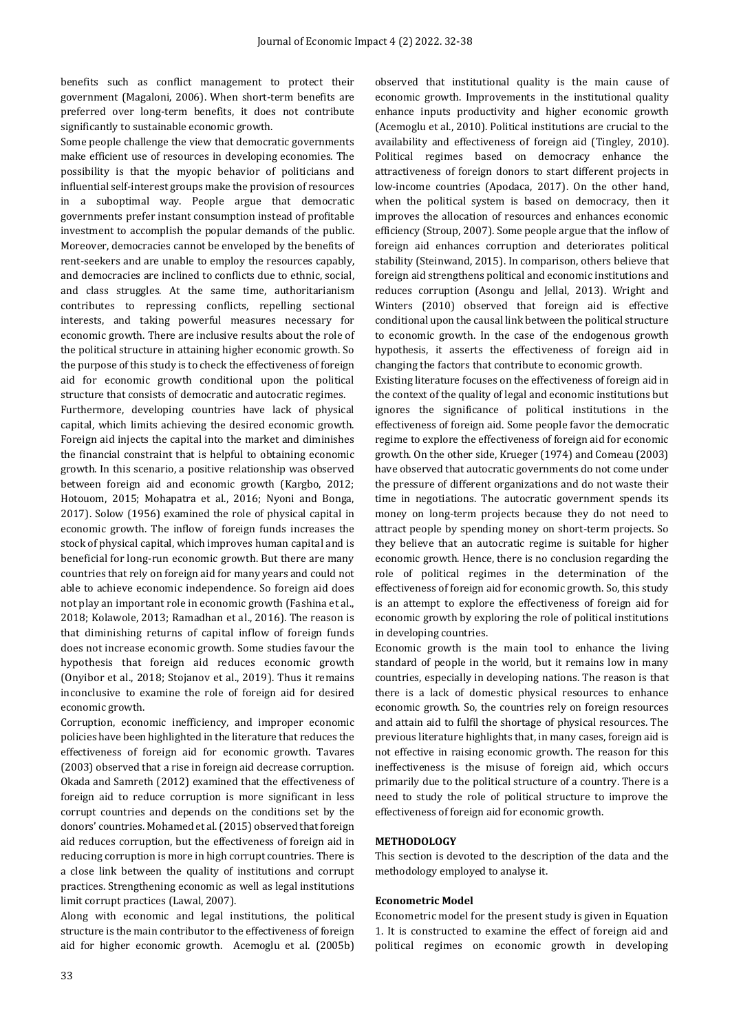benefits such as conflict management to protect their government (Magaloni, 2006). When short-term benefits are preferred over long-term benefits, it does not contribute significantly to sustainable economic growth.

Some people challenge the view that democratic governments make efficient use of resources in developing economies. The possibility is that the myopic behavior of politicians and influential self-interest groups make the provision of resources in a suboptimal way. People argue that democratic governments prefer instant consumption instead of profitable investment to accomplish the popular demands of the public. Moreover, democracies cannot be enveloped by the benefits of rent-seekers and are unable to employ the resources capably, and democracies are inclined to conflicts due to ethnic, social, and class struggles. At the same time, authoritarianism contributes to repressing conflicts, repelling sectional interests, and taking powerful measures necessary for economic growth. There are inclusive results about the role of the political structure in attaining higher economic growth. So the purpose of this study is to check the effectiveness of foreign aid for economic growth conditional upon the political structure that consists of democratic and autocratic regimes.

Furthermore, developing countries have lack of physical capital, which limits achieving the desired economic growth. Foreign aid injects the capital into the market and diminishes the financial constraint that is helpful to obtaining economic growth. In this scenario, a positive relationship was observed between foreign aid and economic growth (Kargbo, 2012; Hotouom, 2015; Mohapatra et al., 2016; Nyoni and Bonga, 2017). Solow (1956) examined the role of physical capital in economic growth. The inflow of foreign funds increases the stock of physical capital, which improves human capital and is beneficial for long-run economic growth. But there are many countries that rely on foreign aid for many years and could not able to achieve economic independence. So foreign aid does not play an important role in economic growth (Fashina et al., 2018; Kolawole, 2013; Ramadhan et al., 2016). The reason is that diminishing returns of capital inflow of foreign funds does not increase economic growth. Some studies favour the hypothesis that foreign aid reduces economic growth (Onyibor et al., 2018; Stojanov et al., 2019). Thus it remains inconclusive to examine the role of foreign aid for desired economic growth.

Corruption, economic inefficiency, and improper economic policies have been highlighted in the literature that reduces the effectiveness of foreign aid for economic growth. Tavares (2003) observed that a rise in foreign aid decrease corruption. Okada and Samreth (2012) examined that the effectiveness of foreign aid to reduce corruption is more significant in less corrupt countries and depends on the conditions set by the donors' countries. Mohamed et al. (2015) observed that foreign aid reduces corruption, but the effectiveness of foreign aid in reducing corruption is more in high corrupt countries. There is a close link between the quality of institutions and corrupt practices. Strengthening economic as well as legal institutions limit corrupt practices (Lawal, 2007).

Along with economic and legal institutions, the political structure is the main contributor to the effectiveness of foreign aid for higher economic growth. Acemoglu et al. (2005b) observed that institutional quality is the main cause of economic growth. Improvements in the institutional quality enhance inputs productivity and higher economic growth (Acemoglu et al., 2010). Political institutions are crucial to the availability and effectiveness of foreign aid (Tingley, 2010). Political regimes based on democracy enhance the attractiveness of foreign donors to start different projects in low-income countries (Apodaca, 2017). On the other hand, when the political system is based on democracy, then it improves the allocation of resources and enhances economic efficiency (Stroup, 2007). Some people argue that the inflow of foreign aid enhances corruption and deteriorates political stability (Steinwand, 2015). In comparison, others believe that foreign aid strengthens political and economic institutions and reduces corruption (Asongu and Jellal, 2013). Wright and Winters (2010) observed that foreign aid is effective conditional upon the causal link between the political structure to economic growth. In the case of the endogenous growth hypothesis, it asserts the effectiveness of foreign aid in changing the factors that contribute to economic growth.

Existing literature focuses on the effectiveness of foreign aid in the context of the quality of legal and economic institutions but ignores the significance of political institutions in the effectiveness of foreign aid. Some people favor the democratic regime to explore the effectiveness of foreign aid for economic growth. On the other side, Krueger (1974) and Comeau (2003) have observed that autocratic governments do not come under the pressure of different organizations and do not waste their time in negotiations. The autocratic government spends its money on long-term projects because they do not need to attract people by spending money on short-term projects. So they believe that an autocratic regime is suitable for higher economic growth. Hence, there is no conclusion regarding the role of political regimes in the determination of the effectiveness of foreign aid for economic growth. So, this study is an attempt to explore the effectiveness of foreign aid for economic growth by exploring the role of political institutions in developing countries.

Economic growth is the main tool to enhance the living standard of people in the world, but it remains low in many countries, especially in developing nations. The reason is that there is a lack of domestic physical resources to enhance economic growth. So, the countries rely on foreign resources and attain aid to fulfil the shortage of physical resources. The previous literature highlights that, in many cases, foreign aid is not effective in raising economic growth. The reason for this ineffectiveness is the misuse of foreign aid, which occurs primarily due to the political structure of a country. There is a need to study the role of political structure to improve the effectiveness of foreign aid for economic growth.

## METHODOLOGY

This section is devoted to the description of the data and the methodology employed to analyse it.

### Econometric Model

Econometric model for the present study is given in Equation 1. It is constructed to examine the effect of foreign aid and political regimes on economic growth in developing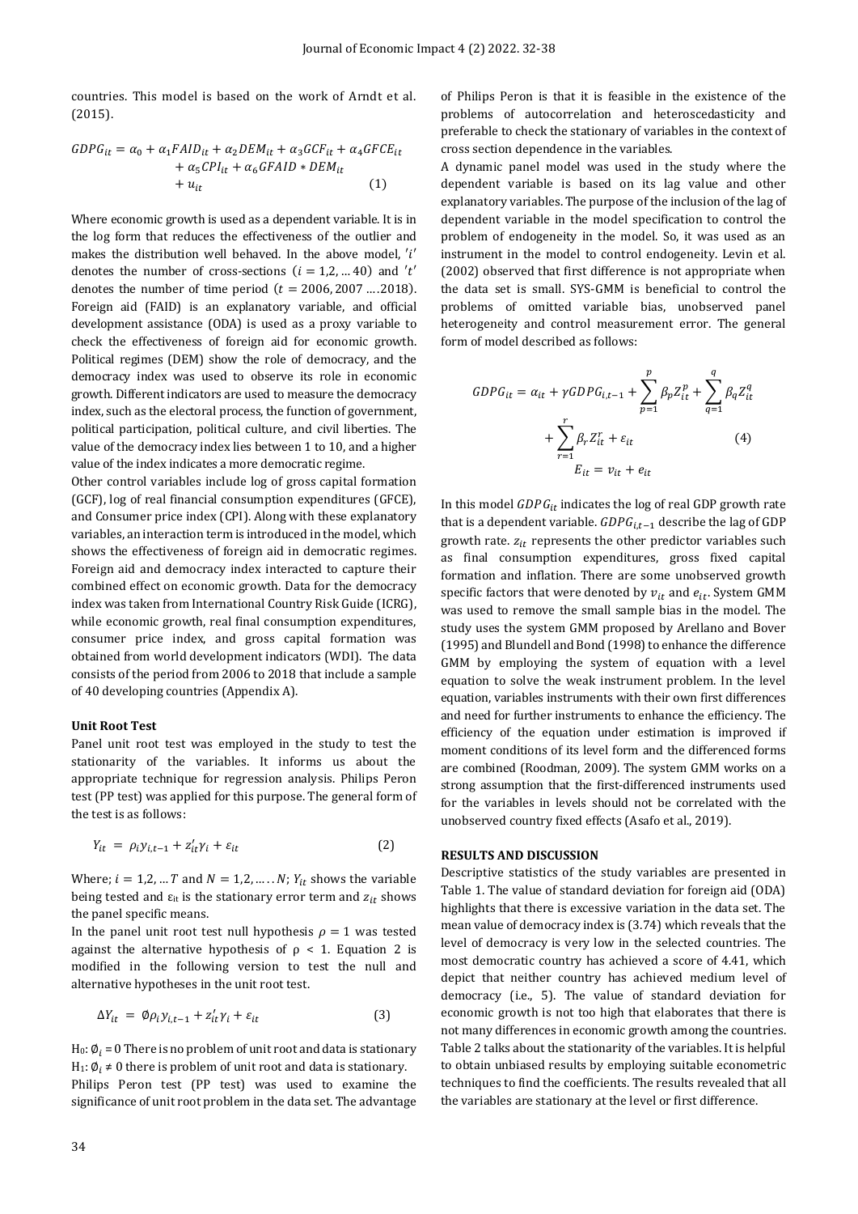countries. This model is based on the work of Arndt et al. (2015).

$$GDPG_{it} = \alpha_0 + \alpha_1 FAID_{it} + \alpha_2 DEM_{it} + \alpha_3 GCF_{it} + \alpha_4 GFCE_{it} + \alpha_5 CPI_{it} + \alpha_6 GFAID * DEM_{it} + u_{it} \quad (1)$$

Where economic growth is used as a dependent variable. It is in the log form that reduces the effectiveness of the outlier and makes the distribution well behaved. In the above model, $'i'$ denotes the number of cross-sections $(i = 1,2, \ldots 40)$ and $'t'$ denotes the number of time period $(t = 2006, 2007 \ldots .2018)$. Foreign aid (FAID) is an explanatory variable, and official development assistance (ODA) is used as a proxy variable to check the effectiveness of foreign aid for economic growth. Political regimes (DEM) show the role of democracy, and the democracy index was used to observe its role in economic growth. Different indicators are used to measure the democracy index, such as the electoral process, the function of government, political participation, political culture, and civil liberties. The value of the democracy index lies between 1 to 10, and a higher value of the index indicates a more democratic regime.

Other control variables include log of gross capital formation (GCF), log of real financial consumption expenditures (GFCE), and Consumer price index (CPI). Along with these explanatory variables, an interaction term is introduced in the model, which shows the effectiveness of foreign aid in democratic regimes. Foreign aid and democracy index interacted to capture their combined effect on economic growth. Data for the democracy index was taken from International Country Risk Guide (ICRG), while economic growth, real final consumption expenditures, consumer price index, and gross capital formation was obtained from world development indicators (WDI). The data consists of the period from 2006 to 2018 that include a sample of 40 developing countries (Appendix A).

**Unit Root Test**

Panel unit root test was employed in the study to test the stationarity of the variables. It informs us about the appropriate technique for regression analysis. Philips Peron test (PP test) was applied for this purpose. The general form of the test is as follows:

$$Y_{it} = \rho_i y_{i,t-1} + z_{it}' \gamma_i + \varepsilon_{it} \quad (2)$$

Where; $i = 1,2, \ldots T$ and $N = 1,2, \ldots \ldots N$; $Y_{it}$ shows the variable being tested and $\varepsilon_{it}$ is the stationary error term and $z_{it}$ shows the panel specific means.

In the panel unit root test null hypothesis $\rho = 1$ was tested against the alternative hypothesis of $\rho < 1$. Equation 2 is modified in the following version to test the null and alternative hypotheses in the unit root test.

$$\Delta Y_{it} = \emptyset \rho_i y_{i,t-1} + z_{it}' \gamma_i + \varepsilon_{it} \quad (3)$$

$H_0$: $\emptyset_i = 0$ There is no problem of unit root and data is stationary
$H_1$: $\emptyset_i \neq 0$ there is problem of unit root and data is stationary.

Philips Peron test (PP test) was used to examine the significance of unit root problem in the data set. The advantage of Philips Peron is that it is feasible in the existence of the problems of autocorrelation and heteroscedasticity and preferable to check the stationary of variables in the context of cross section dependence in the variables.

A dynamic panel model was used in the study where the dependent variable is based on its lag value and other explanatory variables. The purpose of the inclusion of the lag of dependent variable in the model specification to control the problem of endogeneity in the model. So, it was used as an instrument in the model to control endogeneity. Levin et al. (2002) observed that first difference is not appropriate when the data set is small. SYS-GMM is beneficial to control the problems of omitted variable bias, unobserved panel heterogeneity and control measurement error. The general form of model described as follows:

$$GDPG_{it} = \alpha_{it} + \gamma GDPG_{i,t-1} + \sum_{p=1}^{p} \beta_p Z_{it}^p + \sum_{q=1}^{q} \beta_q Z_{it}^q + \sum_{r=1}^{r} \beta_r Z_{it}^r + \varepsilon_{it} \quad (4)$$

$$E_{it} = v_{it} + e_{it}$$

In this model $GDPG_{it}$ indicates the log of real GDP growth rate that is a dependent variable. $GDPG_{i,t-1}$ describe the lag of GDP growth rate. $z_{it}$ represents the other predictor variables such as final consumption expenditures, gross fixed capital formation and inflation. There are some unobserved growth specific factors that were denoted by $v_{it}$ and $e_{it}$. System GMM was used to remove the small sample bias in the model. The study uses the system GMM proposed by Arellano and Bover (1995) and Blundell and Bond (1998) to enhance the difference GMM by employing the system of equation with a level equation to solve the weak instrument problem. In the level equation, variables instruments with their own first differences and need for further instruments to enhance the efficiency. The efficiency of the equation under estimation is improved if moment conditions of its level form and the differenced forms are combined (Roodman, 2009). The system GMM works on a strong assumption that the first-differenced instruments used for the variables in levels should not be correlated with the unobserved country fixed effects (Asafo et al., 2019).

## RESULTS AND DISCUSSION

Descriptive statistics of the study variables are presented in Table 1. The value of standard deviation for foreign aid (ODA) highlights that there is excessive variation in the data set. The mean value of democracy index is (3.74) which reveals that the level of democracy is very low in the selected countries. The most democratic country has achieved a score of 4.41, which depict that neither country has achieved medium level of democracy (i.e., 5). The value of standard deviation for economic growth is not too high that elaborates that there is not many differences in economic growth among the countries. Table 2 talks about the stationarity of the variables. It is helpful to obtain unbiased results by employing suitable econometric techniques to find the coefficients. The results revealed that all the variables are stationary at the level or first difference.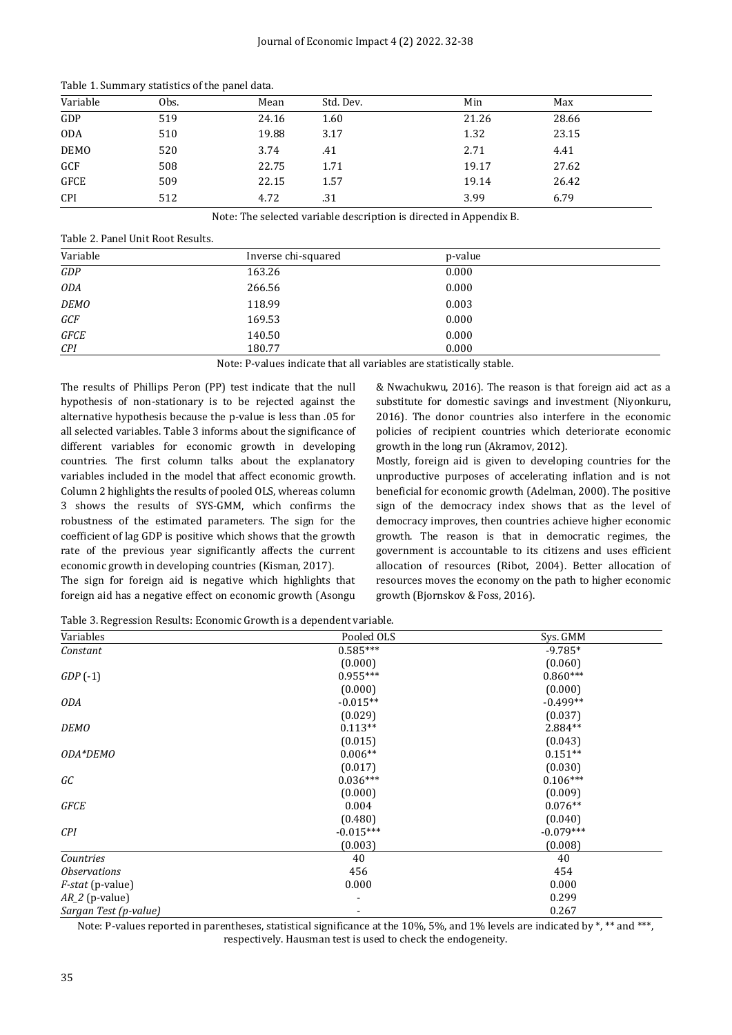Table 1. Summary statistics of the panel data.

| Variable | Obs. | Mean | Std. Dev. | Min | Max |
|---|---|---|---|---|---|
| GDP | 519 | 24.16 | 1.60 | 21.26 | 28.66 |
| ODA | 510 | 19.88 | 3.17 | 1.32 | 23.15 |
| DEMO | 520 | 3.74 | .41 | 2.71 | 4.41 |
| GCF | 508 | 22.75 | 1.71 | 19.17 | 27.62 |
| GFCE | 509 | 22.15 | 1.57 | 19.14 | 26.42 |
| CPI | 512 | 4.72 | .31 | 3.99 | 6.79 |

Note: The selected variable description is directed in Appendix B.

Table 2. Panel Unit Root Results.

| Variable | Inverse chi-squared | p-value |
|---|---|---|
| *GDP* | 163.26 | 0.000 |
| *ODA* | 266.56 | 0.000 |
| *DEMO* | 118.99 | 0.003 |
| *GCF* | 169.53 | 0.000 |
| *GFCE* | 140.50 | 0.000 |
| *CPI* | 180.77 | 0.000 |

Note: P-values indicate that all variables are statistically stable.

The results of Phillips Peron (PP) test indicate that the null hypothesis of non-stationary is to be rejected against the alternative hypothesis because the p-value is less than .05 for all selected variables. Table 3 informs about the significance of different variables for economic growth in developing countries. The first column talks about the explanatory variables included in the model that affect economic growth. Column 2 highlights the results of pooled OLS, whereas column 3 shows the results of SYS-GMM, which confirms the robustness of the estimated parameters. The sign for the coefficient of lag GDP is positive which shows that the growth rate of the previous year significantly affects the current economic growth in developing countries (Kisman, 2017).

The sign for foreign aid is negative which highlights that foreign aid has a negative effect on economic growth (Asongu & Nwachukwu, 2016). The reason is that foreign aid act as a substitute for domestic savings and investment (Niyonkuru, 2016). The donor countries also interfere in the economic policies of recipient countries which deteriorate economic growth in the long run (Akramov, 2012).

Mostly, foreign aid is given to developing countries for the unproductive purposes of accelerating inflation and is not beneficial for economic growth (Adelman, 2000). The positive sign of the democracy index shows that as the level of democracy improves, then countries achieve higher economic growth. The reason is that in democratic regimes, the government is accountable to its citizens and uses efficient allocation of resources (Ribot, 2004). Better allocation of resources moves the economy on the path to higher economic growth (Bjornskov & Foss, 2016).

Table 3. Regression Results: Economic Growth is a dependent variable.

| Variables | Pooled OLS | Sys. GMM |
|---|---|---|
| *Constant* | 0.585*** | -9.785* |
| | (0.000) | (0.060) |
| *GDP* (-1) | 0.955*** | 0.860*** |
| | (0.000) | (0.000) |
| *ODA* | -0.015** | -0.499** |
| | (0.029) | (0.037) |
| *DEMO* | 0.113** | 2.884** |
| | (0.015) | (0.043) |
| *ODA*DEMO* | 0.006** | 0.151** |
| | (0.017) | (0.030) |
| *GC* | 0.036*** | 0.106*** |
| | (0.000) | (0.009) |
| *GFCE* | 0.004 | 0.076** |
| | (0.480) | (0.040) |
| *CPI* | -0.015*** | -0.079*** |
| | (0.003) | (0.008) |
| *Countries* | 40 | 40 |
| *Observations* | 456 | 454 |
| *F-stat* (p-value) | 0.000 | 0.000 |
| *AR_2* (p-value) | - | 0.299 |
| *Sargan Test (p-value)* | - | 0.267 |

Note: P-values reported in parentheses, statistical significance at the 10%, 5%, and 1% levels are indicated by *, ** and ***, respectively. Hausman test is used to check the endogeneity.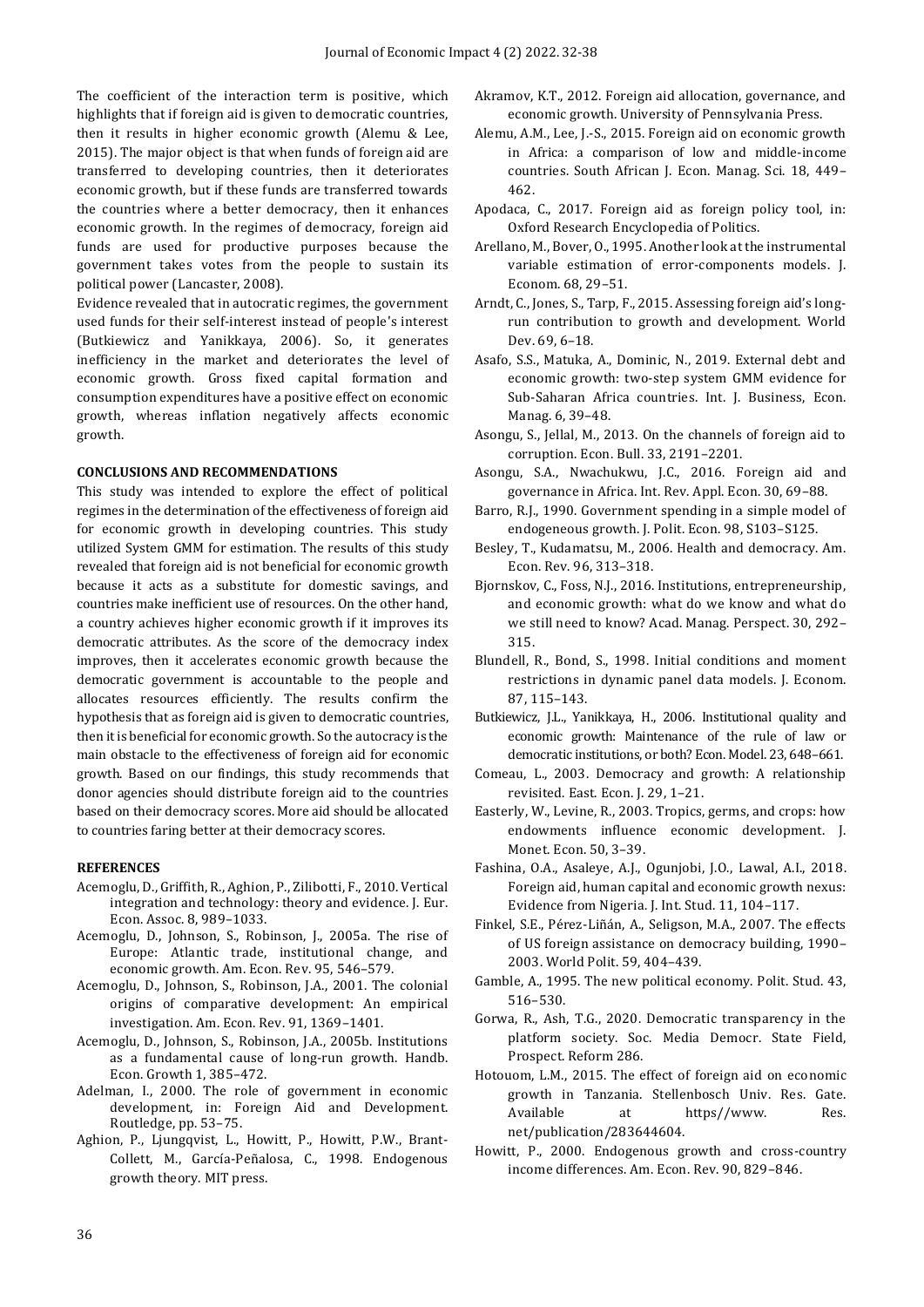The coefficient of the interaction term is positive, which highlights that if foreign aid is given to democratic countries, then it results in higher economic growth (Alemu & Lee, 2015). The major object is that when funds of foreign aid are transferred to developing countries, then it deteriorates economic growth, but if these funds are transferred towards the countries where a better democracy, then it enhances economic growth. In the regimes of democracy, foreign aid funds are used for productive purposes because the government takes votes from the people to sustain its political power (Lancaster, 2008).

Evidence revealed that in autocratic regimes, the government used funds for their self-interest instead of people's interest (Butkiewicz and Yanikkaya, 2006). So, it generates inefficiency in the market and deteriorates the level of economic growth. Gross fixed capital formation and consumption expenditures have a positive effect on economic growth, whereas inflation negatively affects economic growth.

## CONCLUSIONS AND RECOMMENDATIONS

This study was intended to explore the effect of political regimes in the determination of the effectiveness of foreign aid for economic growth in developing countries. This study utilized System GMM for estimation. The results of this study revealed that foreign aid is not beneficial for economic growth because it acts as a substitute for domestic savings, and countries make inefficient use of resources. On the other hand, a country achieves higher economic growth if it improves its democratic attributes. As the score of the democracy index improves, then it accelerates economic growth because the democratic government is accountable to the people and allocates resources efficiently. The results confirm the hypothesis that as foreign aid is given to democratic countries, then it is beneficial for economic growth. So the autocracy is the main obstacle to the effectiveness of foreign aid for economic growth. Based on our findings, this study recommends that donor agencies should distribute foreign aid to the countries based on their democracy scores. More aid should be allocated to countries faring better at their democracy scores.

## REFERENCES

- Acemoglu, D., Griffith, R., Aghion, P., Zilibotti, F., 2010. Vertical integration and technology: theory and evidence. J. Eur. Econ. Assoc. 8, 989–1033.
- Acemoglu, D., Johnson, S., Robinson, J., 2005a. The rise of Europe: Atlantic trade, institutional change, and economic growth. Am. Econ. Rev. 95, 546–579.
- Acemoglu, D., Johnson, S., Robinson, J.A., 2001. The colonial origins of comparative development: An empirical investigation. Am. Econ. Rev. 91, 1369–1401.
- Acemoglu, D., Johnson, S., Robinson, J.A., 2005b. Institutions as a fundamental cause of long-run growth. Handb. Econ. Growth 1, 385–472.
- Adelman, I., 2000. The role of government in economic development, in: Foreign Aid and Development. Routledge, pp. 53–75.
- Aghion, P., Ljungqvist, L., Howitt, P., Howitt, P.W., Brant-Collett, M., García-Peñalosa, C., 1998. Endogenous growth theory. MIT press.
- Akramov, K.T., 2012. Foreign aid allocation, governance, and economic growth. University of Pennsylvania Press.
- Alemu, A.M., Lee, J.-S., 2015. Foreign aid on economic growth in Africa: a comparison of low and middle-income countries. South African J. Econ. Manag. Sci. 18, 449–462.
- Apodaca, C., 2017. Foreign aid as foreign policy tool, in: Oxford Research Encyclopedia of Politics.
- Arellano, M., Bover, O., 1995. Another look at the instrumental variable estimation of error-components models. J. Econom. 68, 29–51.
- Arndt, C., Jones, S., Tarp, F., 2015. Assessing foreign aid's long-run contribution to growth and development. World Dev. 69, 6–18.
- Asafo, S.S., Matuka, A., Dominic, N., 2019. External debt and economic growth: two-step system GMM evidence for Sub-Saharan Africa countries. Int. J. Business, Econ. Manag. 6, 39–48.
- Asongu, S., Jellal, M., 2013. On the channels of foreign aid to corruption. Econ. Bull. 33, 2191–2201.
- Asongu, S.A., Nwachukwu, J.C., 2016. Foreign aid and governance in Africa. Int. Rev. Appl. Econ. 30, 69–88.
- Barro, R.J., 1990. Government spending in a simple model of endogeneous growth. J. Polit. Econ. 98, S103–S125.
- Besley, T., Kudamatsu, M., 2006. Health and democracy. Am. Econ. Rev. 96, 313–318.
- Bjornskov, C., Foss, N.J., 2016. Institutions, entrepreneurship, and economic growth: what do we know and what do we still need to know? Acad. Manag. Perspect. 30, 292–315.
- Blundell, R., Bond, S., 1998. Initial conditions and moment restrictions in dynamic panel data models. J. Econom. 87, 115–143.
- Butkiewicz, J.L., Yanikkaya, H., 2006. Institutional quality and economic growth: Maintenance of the rule of law or democratic institutions, or both? Econ. Model. 23, 648–661.
- Comeau, L., 2003. Democracy and growth: A relationship revisited. East. Econ. J. 29, 1–21.
- Easterly, W., Levine, R., 2003. Tropics, germs, and crops: how endowments influence economic development. J. Monet. Econ. 50, 3–39.
- Fashina, O.A., Asaleye, A.J., Ogunjobi, J.O., Lawal, A.I., 2018. Foreign aid, human capital and economic growth nexus: Evidence from Nigeria. J. Int. Stud. 11, 104–117.
- Finkel, S.E., Pérez-Liñán, A., Seligson, M.A., 2007. The effects of US foreign assistance on democracy building, 1990–2003. World Polit. 59, 404–439.
- Gamble, A., 1995. The new political economy. Polit. Stud. 43, 516–530.
- Gorwa, R., Ash, T.G., 2020. Democratic transparency in the platform society. Soc. Media Democr. State Field, Prospect. Reform 286.
- Hotouom, L.M., 2015. The effect of foreign aid on economic growth in Tanzania. Stellenbosch Univ. Res. Gate. Available at https//www. Res. net/publication/283644604.
- Howitt, P., 2000. Endogenous growth and cross-country income differences. Am. Econ. Rev. 90, 829–846.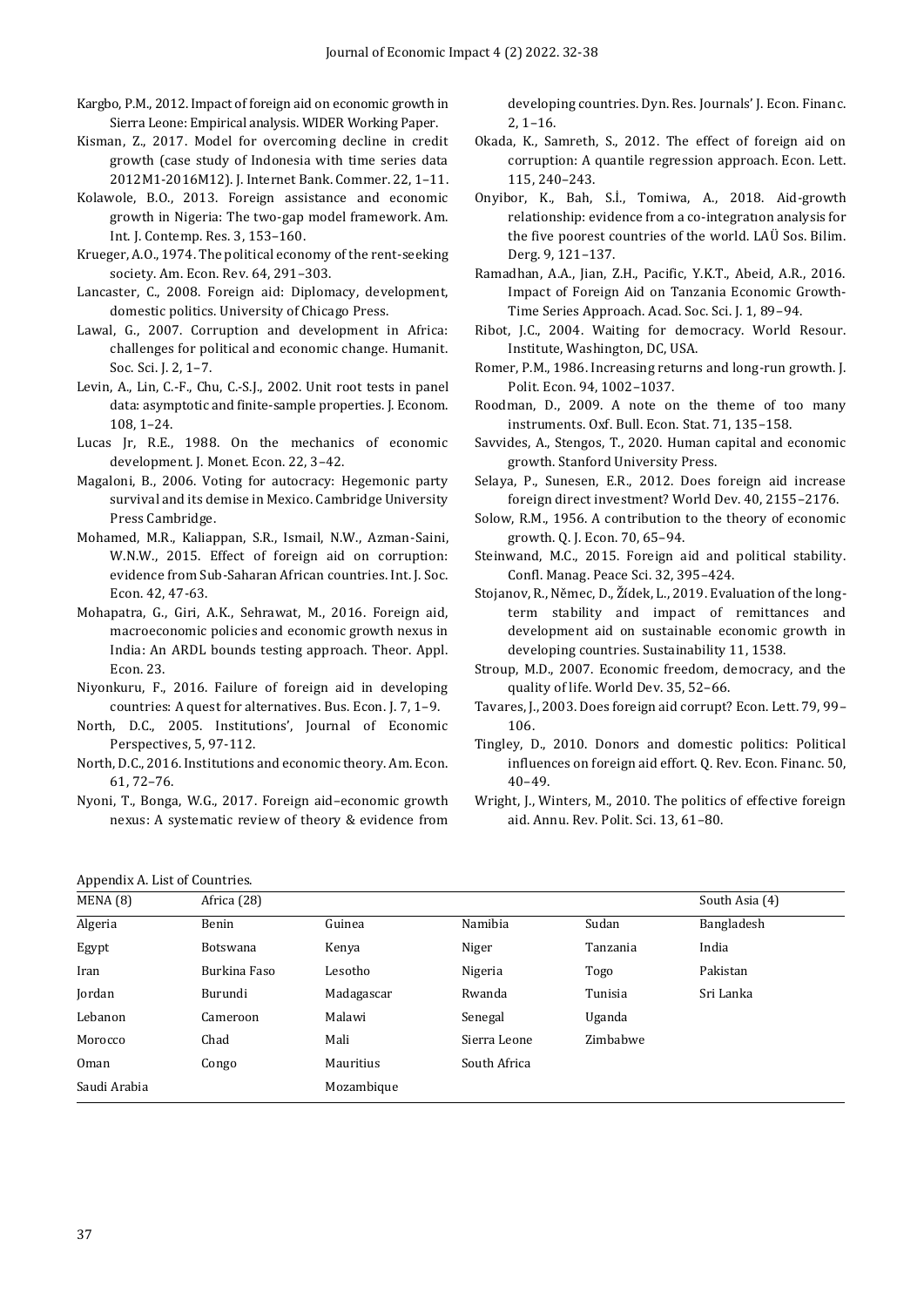Kargbo, P.M., 2012. Impact of foreign aid on economic growth in Sierra Leone: Empirical analysis. WIDER Working Paper.

Kisman, Z., 2017. Model for overcoming decline in credit growth (case study of Indonesia with time series data 2012M1-2016M12). J. Internet Bank. Commer. 22, 1–11.

Kolawole, B.O., 2013. Foreign assistance and economic growth in Nigeria: The two-gap model framework. Am. Int. J. Contemp. Res. 3, 153–160.

Krueger, A.O., 1974. The political economy of the rent-seeking society. Am. Econ. Rev. 64, 291–303.

Lancaster, C., 2008. Foreign aid: Diplomacy, development, domestic politics. University of Chicago Press.

Lawal, G., 2007. Corruption and development in Africa: challenges for political and economic change. Humanit. Soc. Sci. J. 2, 1–7.

Levin, A., Lin, C.-F., Chu, C.-S.J., 2002. Unit root tests in panel data: asymptotic and finite-sample properties. J. Econom. 108, 1–24.

Lucas Jr, R.E., 1988. On the mechanics of economic development. J. Monet. Econ. 22, 3–42.

Magaloni, B., 2006. Voting for autocracy: Hegemonic party survival and its demise in Mexico. Cambridge University Press Cambridge.

Mohamed, M.R., Kaliappan, S.R., Ismail, N.W., Azman-Saini, W.N.W., 2015. Effect of foreign aid on corruption: evidence from Sub-Saharan African countries. Int. J. Soc. Econ. 42, 47-63.

Mohapatra, G., Giri, A.K., Sehrawat, M., 2016. Foreign aid, macroeconomic policies and economic growth nexus in India: An ARDL bounds testing approach. Theor. Appl. Econ. 23.

Niyonkuru, F., 2016. Failure of foreign aid in developing countries: A quest for alternatives. Bus. Econ. J. 7, 1–9.

North, D.C., 2005. Institutions', Journal of Economic Perspectives, 5, 97-112.

North, D.C., 2016. Institutions and economic theory. Am. Econ. 61, 72–76.

Nyoni, T., Bonga, W.G., 2017. Foreign aid–economic growth nexus: A systematic review of theory & evidence from developing countries. Dyn. Res. Journals' J. Econ. Financ. 2, 1–16.

Okada, K., Samreth, S., 2012. The effect of foreign aid on corruption: A quantile regression approach. Econ. Lett. 115, 240–243.

Onyibor, K., Bah, S.İ., Tomiwa, A., 2018. Aid-growth relationship: evidence from a co-integration analysis for the five poorest countries of the world. LAÜ Sos. Bilim. Derg. 9, 121–137.

Ramadhan, A.A., Jian, Z.H., Pacific, Y.K.T., Abeid, A.R., 2016. Impact of Foreign Aid on Tanzania Economic Growth-Time Series Approach. Acad. Soc. Sci. J. 1, 89–94.

Ribot, J.C., 2004. Waiting for democracy. World Resour. Institute, Washington, DC, USA.

Romer, P.M., 1986. Increasing returns and long-run growth. J. Polit. Econ. 94, 1002–1037.

Roodman, D., 2009. A note on the theme of too many instruments. Oxf. Bull. Econ. Stat. 71, 135–158.

Savvides, A., Stengos, T., 2020. Human capital and economic growth. Stanford University Press.

Selaya, P., Sunesen, E.R., 2012. Does foreign aid increase foreign direct investment? World Dev. 40, 2155–2176.

Solow, R.M., 1956. A contribution to the theory of economic growth. Q. J. Econ. 70, 65–94.

Steinwand, M.C., 2015. Foreign aid and political stability. Confl. Manag. Peace Sci. 32, 395–424.

Stojanov, R., Němec, D., Žídek, L., 2019. Evaluation of the long-term stability and impact of remittances and development aid on sustainable economic growth in developing countries. Sustainability 11, 1538.

Stroup, M.D., 2007. Economic freedom, democracy, and the quality of life. World Dev. 35, 52–66.

Tavares, J., 2003. Does foreign aid corrupt? Econ. Lett. 79, 99–106.

Tingley, D., 2010. Donors and domestic politics: Political influences on foreign aid effort. Q. Rev. Econ. Financ. 50, 40–49.

Wright, J., Winters, M., 2010. The politics of effective foreign aid. Annu. Rev. Polit. Sci. 13, 61–80.

Appendix A. List of Countries.

| MENA (8) | Africa (28) | | | | South Asia (4) |
|---|---|---|---|---|---|
| Algeria | Benin | Guinea | Namibia | Sudan | Bangladesh |
| Egypt | Botswana | Kenya | Niger | Tanzania | India |
| Iran | Burkina Faso | Lesotho | Nigeria | Togo | Pakistan |
| Jordan | Burundi | Madagascar | Rwanda | Tunisia | Sri Lanka |
| Lebanon | Cameroon | Malawi | Senegal | Uganda | |
| Morocco | Chad | Mali | Sierra Leone | Zimbabwe | |
| Oman | Congo | Mauritius | South Africa | | |
| Saudi Arabia | | Mozambique | | | |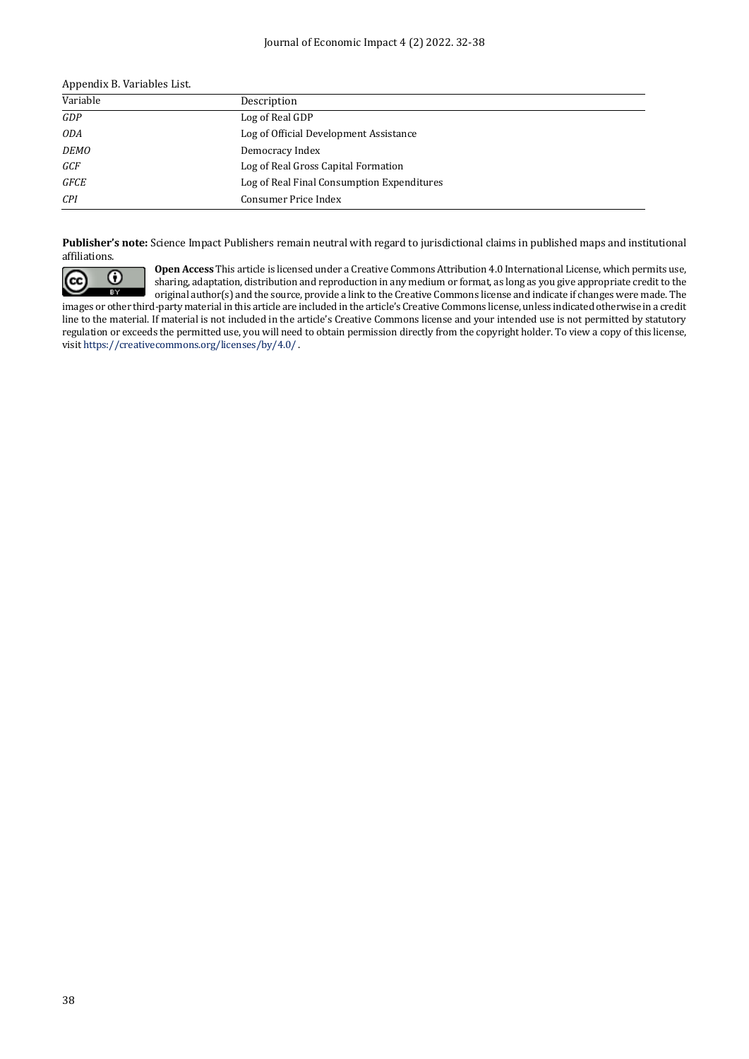Appendix B. Variables List.

| Variable | Description |
| --- | --- |
| *GDP* | Log of Real GDP |
| *ODA* | Log of Official Development Assistance |
| *DEMO* | Democracy Index |
| *GCF* | Log of Real Gross Capital Formation |
| *GFCE* | Log of Real Final Consumption Expenditures |
| *CPI* | Consumer Price Index |

**Publisher's note:** Science Impact Publishers remain neutral with regard to jurisdictional claims in published maps and institutional affiliations.

**Open Access** This article is licensed under a Creative Commons Attribution 4.0 International License, which permits use, sharing, adaptation, distribution and reproduction in any medium or format, as long as you give appropriate credit to the original author(s) and the source, provide a link to the Creative Commons license and indicate if changes were made. The images or other third-party material in this article are included in the article's Creative Commons license, unless indicated otherwise in a credit line to the material. If material is not included in the article's Creative Commons license and your intended use is not permitted by statutory regulation or exceeds the permitted use, you will need to obtain permission directly from the copyright holder. To view a copy of this license, visit https://creativecommons.org/licenses/by/4.0/ .